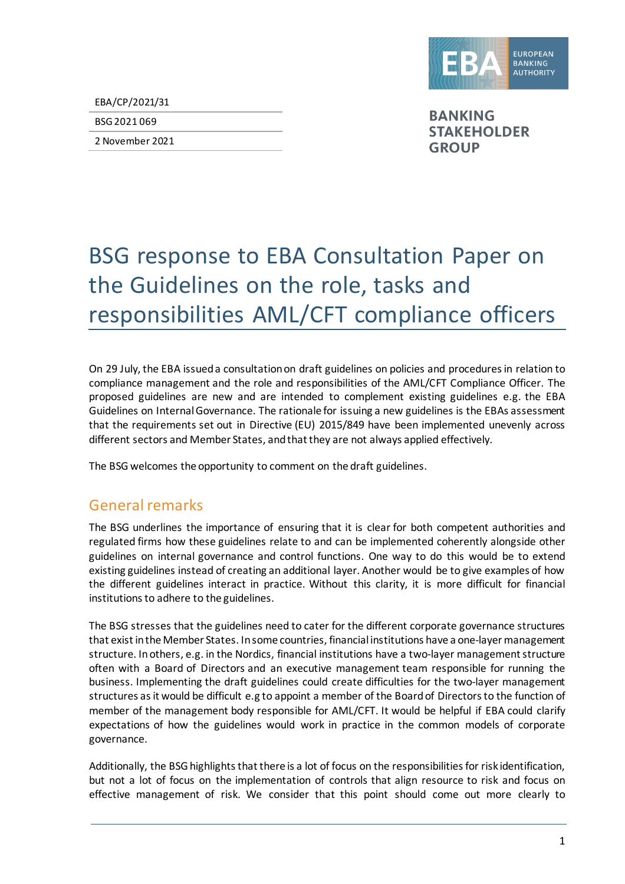EBA/CP/2021/31

BSG 2021 069

2 November 2021

**BANKING STAKEHOLDER GROUP**

# BSG response to EBA Consultation Paper on the Guidelines on the role, tasks and responsibilities AML/CFT compliance officers

On 29 July, the EBA issued a consultation on draft guidelines on policies and procedures in relation to compliance management and the role and responsibilities of the AML/CFT Compliance Officer. The proposed guidelines are new and are intended to complement existing guidelines e.g. the EBA Guidelines on Internal Governance. The rationale for issuing a new guidelines is the EBAs assessment that the requirements set out in Directive (EU) 2015/849 have been implemented unevenly across different sectors and Member States, and that they are not always applied effectively.

The BSG welcomes the opportunity to comment on the draft guidelines.

## General remarks

The BSG underlines the importance of ensuring that it is clear for both competent authorities and regulated firms how these guidelines relate to and can be implemented coherently alongside other guidelines on internal governance and control functions. One way to do this would be to extend existing guidelines instead of creating an additional layer. Another would be to give examples of how the different guidelines interact in practice. Without this clarity, it is more difficult for financial institutions to adhere to the guidelines.

The BSG stresses that the guidelines need to cater for the different corporate governance structures that exist in the Member States. In some countries, financial institutions have a one-layer management structure. In others, e.g. in the Nordics, financial institutions have a two-layer management structure often with a Board of Directors and an executive management team responsible for running the business. Implementing the draft guidelines could create difficulties for the two-layer management structures as it would be difficult e.g to appoint a member of the Board of Directors to the function of member of the management body responsible for AML/CFT. It would be helpful if EBA could clarify expectations of how the guidelines would work in practice in the common models of corporate governance.

Additionally, the BSG highlights that there is a lot of focus on the responsibilities for risk identification, but not a lot of focus on the implementation of controls that align resource to risk and focus on effective management of risk. We consider that this point should come out more clearly to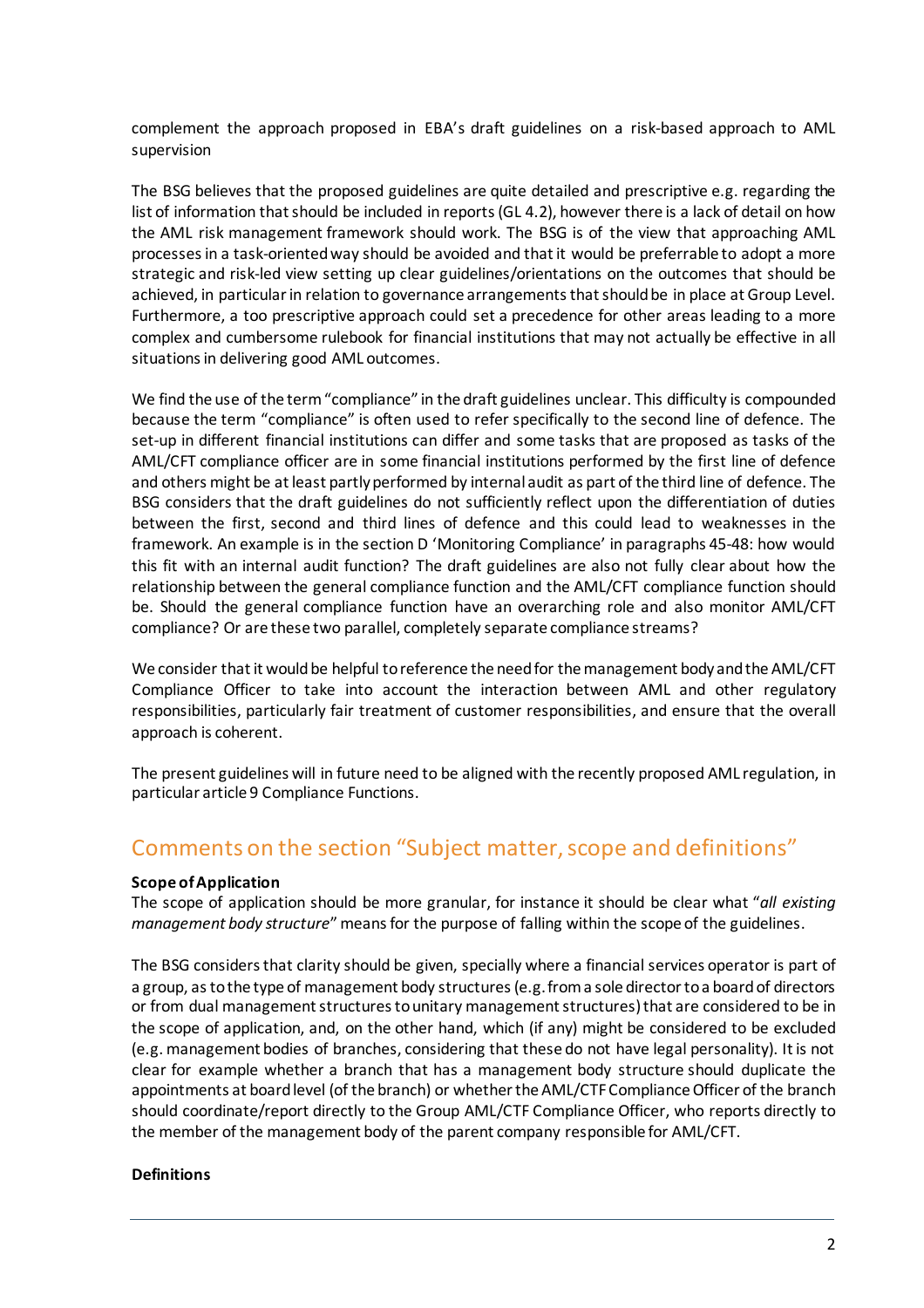complement the approach proposed in EBA's draft guidelines on a risk-based approach to AML supervision

The BSG believes that the proposed guidelines are quite detailed and prescriptive e.g. regarding the list of information that should be included in reports (GL 4.2), however there is a lack of detail on how the AML risk management framework should work. The BSG is of the view that approaching AML processes in a task-oriented way should be avoided and that it would be preferable to adopt a more strategic and risk-led view setting up clear guidelines/orientations on the outcomes that should be achieved, in particular in relation to governance arrangements that should be in place at Group Level. Furthermore, a too prescriptive approach could set a precedence for other areas leading to a more complex and cumbersome rulebook for financial institutions that may not actually be effective in all situations in delivering good AML outcomes.

We find the use of the term "compliance" in the draft guidelines unclear. This difficulty is compounded because the term "compliance" is often used to refer specifically to the second line of defence. The set-up in different financial institutions can differ and some tasks that are proposed as tasks of the AML/CFT compliance officer are in some financial institutions performed by the first line of defence and others might be at least partly performed by internal audit as part of the third line of defence. The BSG considers that the draft guidelines do not sufficiently reflect upon the differentiation of duties between the first, second and third lines of defence and this could lead to weaknesses in the framework. An example is in the section D 'Monitoring Compliance' in paragraphs 45-48: how would this fit with an internal audit function? The draft guidelines are also not fully clear about how the relationship between the general compliance function and the AML/CFT compliance function should be. Should the general compliance function have an overarching role and also monitor AML/CFT compliance? Or are these two parallel, completely separate compliance streams?

We consider that it would be helpful to reference the need for the management body and the AML/CFT Compliance Officer to take into account the interaction between AML and other regulatory responsibilities, particularly fair treatment of customer responsibilities, and ensure that the overall approach is coherent.

The present guidelines will in future need to be aligned with the recently proposed AML regulation, in particular article 9 Compliance Functions.

## Comments on the section "Subject matter, scope and definitions"

**Scope of Application**
The scope of application should be more granular, for instance it should be clear what "*all existing management body structure*" means for the purpose of falling within the scope of the guidelines.

The BSG considers that clarity should be given, specially where a financial services operator is part of a group, as to the type of management body structures (e.g. from a sole director to a board of directors or from dual management structures to unitary management structures) that are considered to be in the scope of application, and, on the other hand, which (if any) might be considered to be excluded (e.g. management bodies of branches, considering that these do not have legal personality). It is not clear for example whether a branch that has a management body structure should duplicate the appointments at board level (of the branch) or whether the AML/CTF Compliance Officer of the branch should coordinate/report directly to the Group AML/CTF Compliance Officer, who reports directly to the member of the management body of the parent company responsible for AML/CFT.

**Definitions**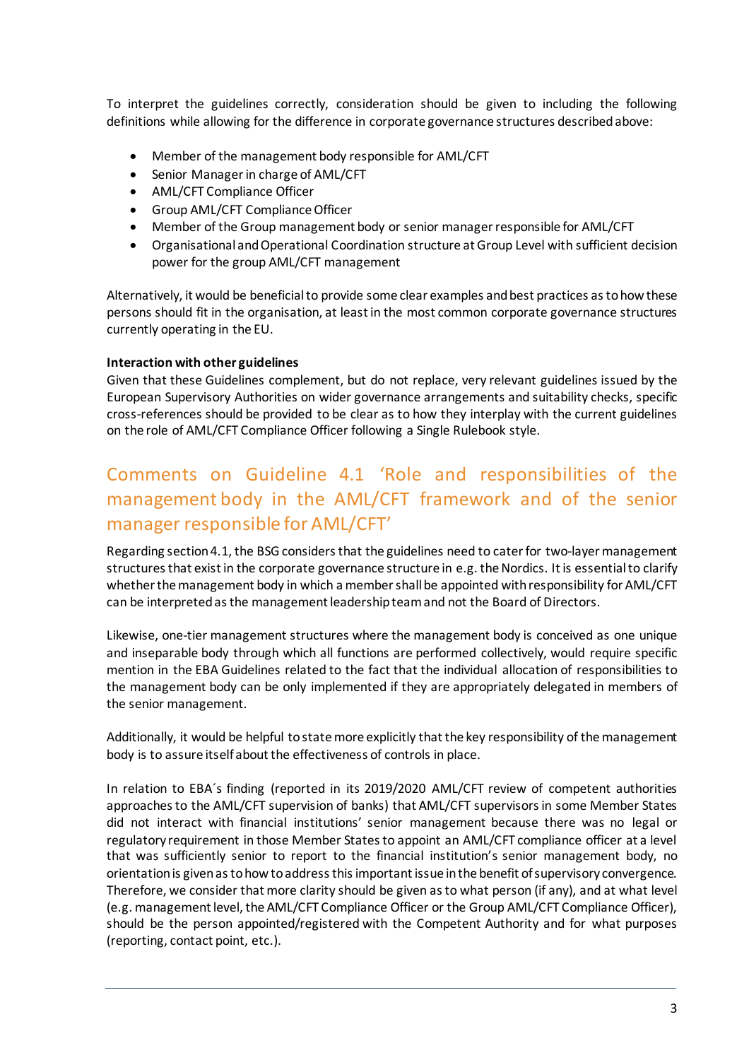To interpret the guidelines correctly, consideration should be given to including the following definitions while allowing for the difference in corporate governance structures described above:

- Member of the management body responsible for AML/CFT
- Senior Manager in charge of AML/CFT
- AML/CFT Compliance Officer
- Group AML/CFT Compliance Officer
- Member of the Group management body or senior manager responsible for AML/CFT
- Organisational and Operational Coordination structure at Group Level with sufficient decision power for the group AML/CFT management

Alternatively, it would be beneficial to provide some clear examples and best practices as to how these persons should fit in the organisation, at least in the most common corporate governance structures currently operating in the EU.

**Interaction with other guidelines**

Given that these Guidelines complement, but do not replace, very relevant guidelines issued by the European Supervisory Authorities on wider governance arrangements and suitability checks, specific cross-references should be provided to be clear as to how they interplay with the current guidelines on the role of AML/CFT Compliance Officer following a Single Rulebook style.

## Comments on Guideline 4.1 'Role and responsibilities of the management body in the AML/CFT framework and of the senior manager responsible for AML/CFT'

Regarding section 4.1, the BSG considers that the guidelines need to cater for two-layer management structures that exist in the corporate governance structure in e.g. the Nordics. It is essential to clarify whether the management body in which a member shall be appointed with responsibility for AML/CFT can be interpreted as the management leadership team and not the Board of Directors.

Likewise, one-tier management structures where the management body is conceived as one unique and inseparable body through which all functions are performed collectively, would require specific mention in the EBA Guidelines related to the fact that the individual allocation of responsibilities to the management body can be only implemented if they are appropriately delegated in members of the senior management.

Additionally, it would be helpful to state more explicitly that the key responsibility of the management body is to assure itself about the effectiveness of controls in place.

In relation to EBA´s finding (reported in its 2019/2020 AML/CFT review of competent authorities approaches to the AML/CFT supervision of banks) that AML/CFT supervisors in some Member States did not interact with financial institutions' senior management because there was no legal or regulatory requirement in those Member States to appoint an AML/CFT compliance officer at a level that was sufficiently senior to report to the financial institution's senior management body, no orientation is given as to how to address this important issue in the benefit of supervisory convergence. Therefore, we consider that more clarity should be given as to what person (if any), and at what level (e.g. management level, the AML/CFT Compliance Officer or the Group AML/CFT Compliance Officer), should be the person appointed/registered with the Competent Authority and for what purposes (reporting, contact point, etc.).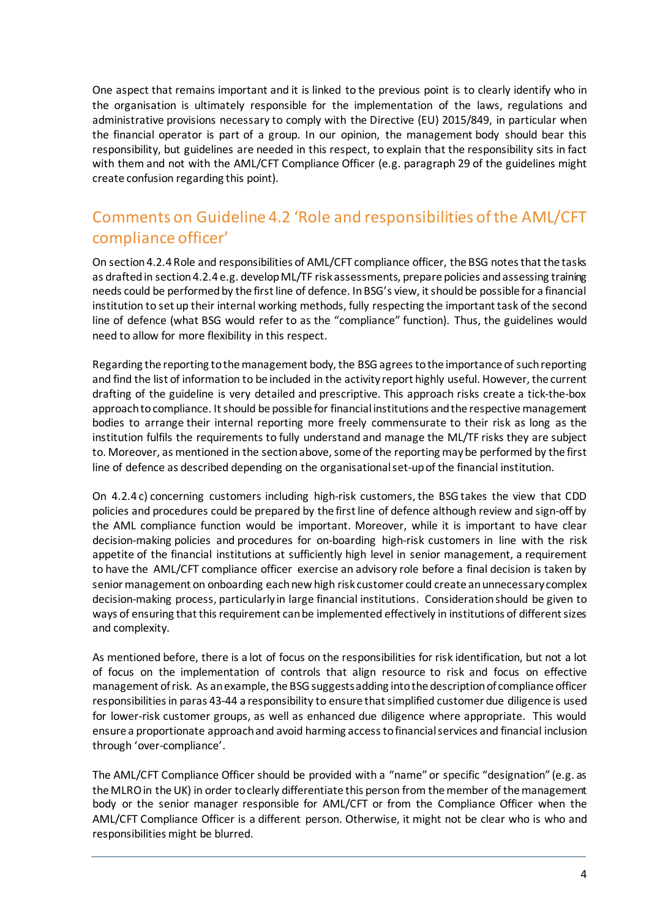One aspect that remains important and it is linked to the previous point is to clearly identify who in the organisation is ultimately responsible for the implementation of the laws, regulations and administrative provisions necessary to comply with the Directive (EU) 2015/849, in particular when the financial operator is part of a group. In our opinion, the management body should bear this responsibility, but guidelines are needed in this respect, to explain that the responsibility sits in fact with them and not with the AML/CFT Compliance Officer (e.g. paragraph 29 of the guidelines might create confusion regarding this point).

## Comments on Guideline 4.2 'Role and responsibilities of the AML/CFT compliance officer'

On section 4.2.4 Role and responsibilities of AML/CFT compliance officer, the BSG notes that the tasks as drafted in section 4.2.4 e.g. develop ML/TF risk assessments, prepare policies and assessing training needs could be performed by the first line of defence. In BSG's view, it should be possible for a financial institution to set up their internal working methods, fully respecting the important task of the second line of defence (what BSG would refer to as the "compliance" function). Thus, the guidelines would need to allow for more flexibility in this respect.

Regarding the reporting to the management body, the BSG agrees to the importance of such reporting and find the list of information to be included in the activity report highly useful. However, the current drafting of the guideline is very detailed and prescriptive. This approach risks create a tick-the-box approach to compliance. It should be possible for financial institutions and the respective management bodies to arrange their internal reporting more freely commensurate to their risk as long as the institution fulfils the requirements to fully understand and manage the ML/TF risks they are subject to. Moreover, as mentioned in the section above, some of the reporting may be performed by the first line of defence as described depending on the organisational set-up of the financial institution.

On 4.2.4 c) concerning customers including high-risk customers, the BSG takes the view that CDD policies and procedures could be prepared by the first line of defence although review and sign-off by the AML compliance function would be important. Moreover, while it is important to have clear decision-making policies and procedures for on-boarding high-risk customers in line with the risk appetite of the financial institutions at sufficiently high level in senior management, a requirement to have the AML/CFT compliance officer exercise an advisory role before a final decision is taken by senior management on onboarding each new high risk customer could create an unnecessary complex decision-making process, particularly in large financial institutions. Consideration should be given to ways of ensuring that this requirement can be implemented effectively in institutions of different sizes and complexity.

As mentioned before, there is a lot of focus on the responsibilities for risk identification, but not a lot of focus on the implementation of controls that align resource to risk and focus on effective management of risk. As an example, the BSG suggests adding into the description of compliance officer responsibilities in paras 43-44 a responsibility to ensure that simplified customer due diligence is used for lower-risk customer groups, as well as enhanced due diligence where appropriate. This would ensure a proportionate approach and avoid harming access to financial services and financial inclusion through 'over-compliance'.

The AML/CFT Compliance Officer should be provided with a "name" or specific "designation" (e.g. as the MLRO in the UK) in order to clearly differentiate this person from the member of the management body or the senior manager responsible for AML/CFT or from the Compliance Officer when the AML/CFT Compliance Officer is a different person. Otherwise, it might not be clear who is who and responsibilities might be blurred.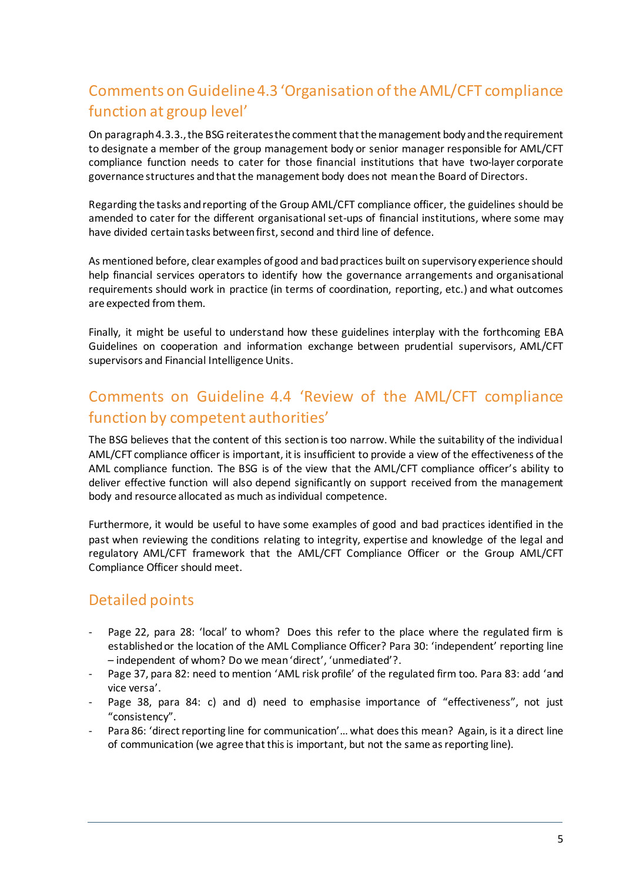## Comments on Guideline 4.3 'Organisation of the AML/CFT compliance function at group level'

On paragraph 4.3.3., the BSG reiterates the comment that the management body and the requirement to designate a member of the group management body or senior manager responsible for AML/CFT compliance function needs to cater for those financial institutions that have two-layer corporate governance structures and that the management body does not mean the Board of Directors.

Regarding the tasks and reporting of the Group AML/CFT compliance officer, the guidelines should be amended to cater for the different organisational set-ups of financial institutions, where some may have divided certain tasks between first, second and third line of defence.

As mentioned before, clear examples of good and bad practices built on supervisory experience should help financial services operators to identify how the governance arrangements and organisational requirements should work in practice (in terms of coordination, reporting, etc.) and what outcomes are expected from them.

Finally, it might be useful to understand how these guidelines interplay with the forthcoming EBA Guidelines on cooperation and information exchange between prudential supervisors, AML/CFT supervisors and Financial Intelligence Units.

## Comments on Guideline 4.4 'Review of the AML/CFT compliance function by competent authorities'

The BSG believes that the content of this section is too narrow. While the suitability of the individual AML/CFT compliance officer is important, it is insufficient to provide a view of the effectiveness of the AML compliance function. The BSG is of the view that the AML/CFT compliance officer's ability to deliver effective function will also depend significantly on support received from the management body and resource allocated as much as individual competence.

Furthermore, it would be useful to have some examples of good and bad practices identified in the past when reviewing the conditions relating to integrity, expertise and knowledge of the legal and regulatory AML/CFT framework that the AML/CFT Compliance Officer or the Group AML/CFT Compliance Officer should meet.

## Detailed points

- Page 22, para 28: 'local' to whom? Does this refer to the place where the regulated firm is established or the location of the AML Compliance Officer? Para 30: 'independent' reporting line – independent of whom? Do we mean 'direct', 'unmediated'?.
- Page 37, para 82: need to mention 'AML risk profile' of the regulated firm too. Para 83: add 'and vice versa'.
- Page 38, para 84: c) and d) need to emphasise importance of "effectiveness", not just "consistency".
- Para 86: 'direct reporting line for communication'… what does this mean? Again, is it a direct line of communication (we agree that this is important, but not the same as reporting line).